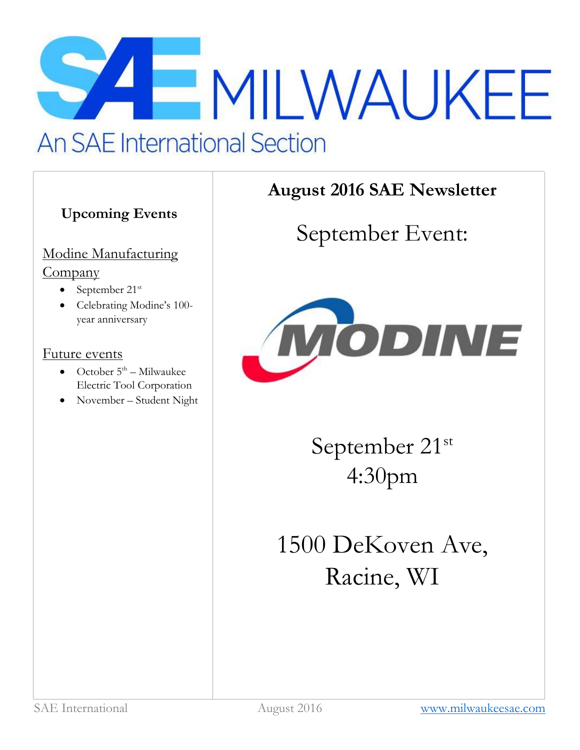# SAE MILWAUKEE

An SAE International Section

## August 2016 SAE Newsletter

### Upcoming Events

Modine Manufacturing Company

- September 21st
- Celebrating Modine's 100-year anniversary

Future events

- October 5th – Milwaukee Electric Tool Corporation
- November – Student Night

## September Event:

MODINE

September 21st
4:30pm

1500 DeKoven Ave,
Racine, WI

SAE International    August 2016    www.milwaukeesae.com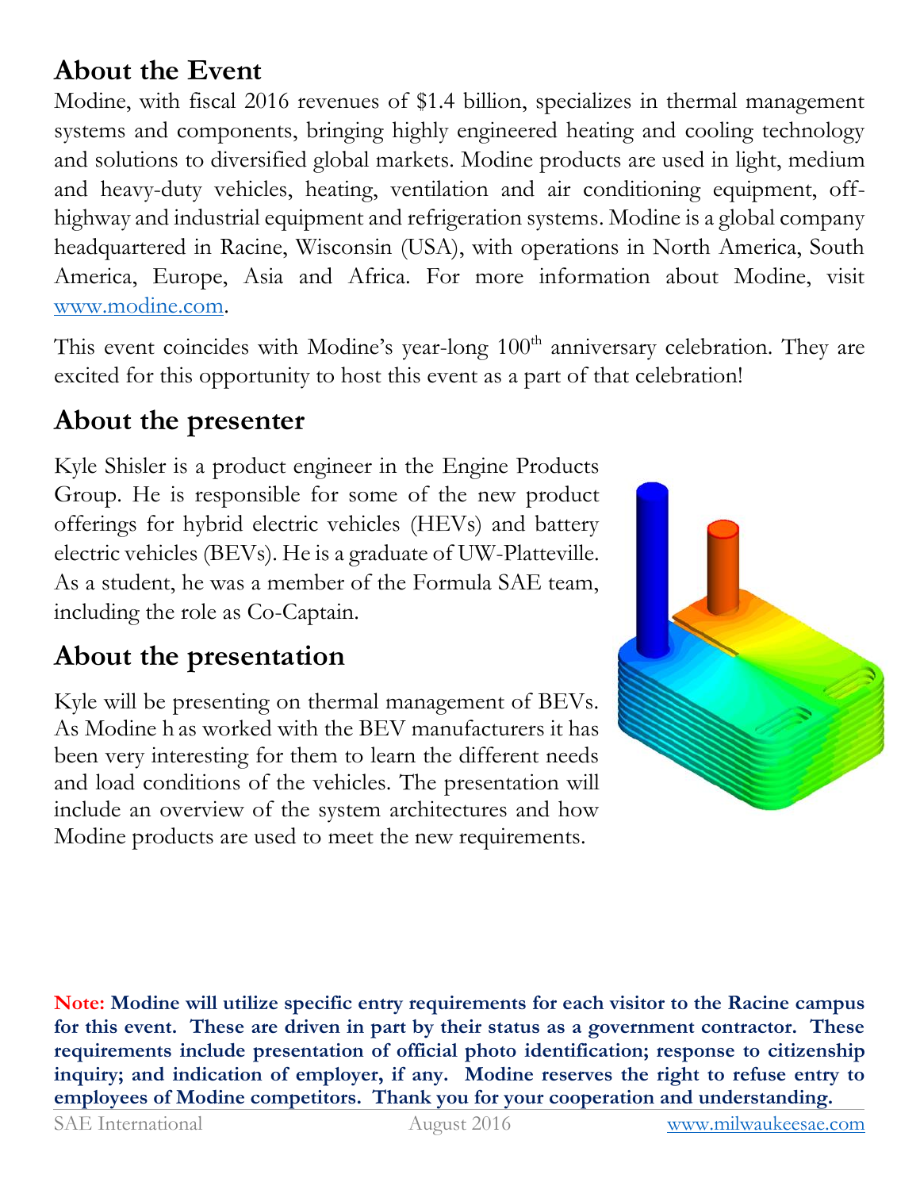## About the Event

Modine, with fiscal 2016 revenues of $1.4 billion, specializes in thermal management systems and components, bringing highly engineered heating and cooling technology and solutions to diversified global markets. Modine products are used in light, medium and heavy-duty vehicles, heating, ventilation and air conditioning equipment, off-highway and industrial equipment and refrigeration systems. Modine is a global company headquartered in Racine, Wisconsin (USA), with operations in North America, South America, Europe, Asia and Africa. For more information about Modine, visit www.modine.com.

This event coincides with Modine's year-long 100th anniversary celebration. They are excited for this opportunity to host this event as a part of that celebration!

## About the presenter

Kyle Shisler is a product engineer in the Engine Products Group. He is responsible for some of the new product offerings for hybrid electric vehicles (HEVs) and battery electric vehicles (BEVs). He is a graduate of UW-Platteville. As a student, he was a member of the Formula SAE team, including the role as Co-Captain.

## About the presentation

Kyle will be presenting on thermal management of BEVs. As Modine h as worked with the BEV manufacturers it has been very interesting for them to learn the different needs and load conditions of the vehicles. The presentation will include an overview of the system architectures and how Modine products are used to meet the new requirements.

**Note: Modine will utilize specific entry requirements for each visitor to the Racine campus for this event. These are driven in part by their status as a government contractor. These requirements include presentation of official photo identification; response to citizenship inquiry; and indication of employer, if any. Modine reserves the right to refuse entry to employees of Modine competitors. Thank you for your cooperation and understanding.**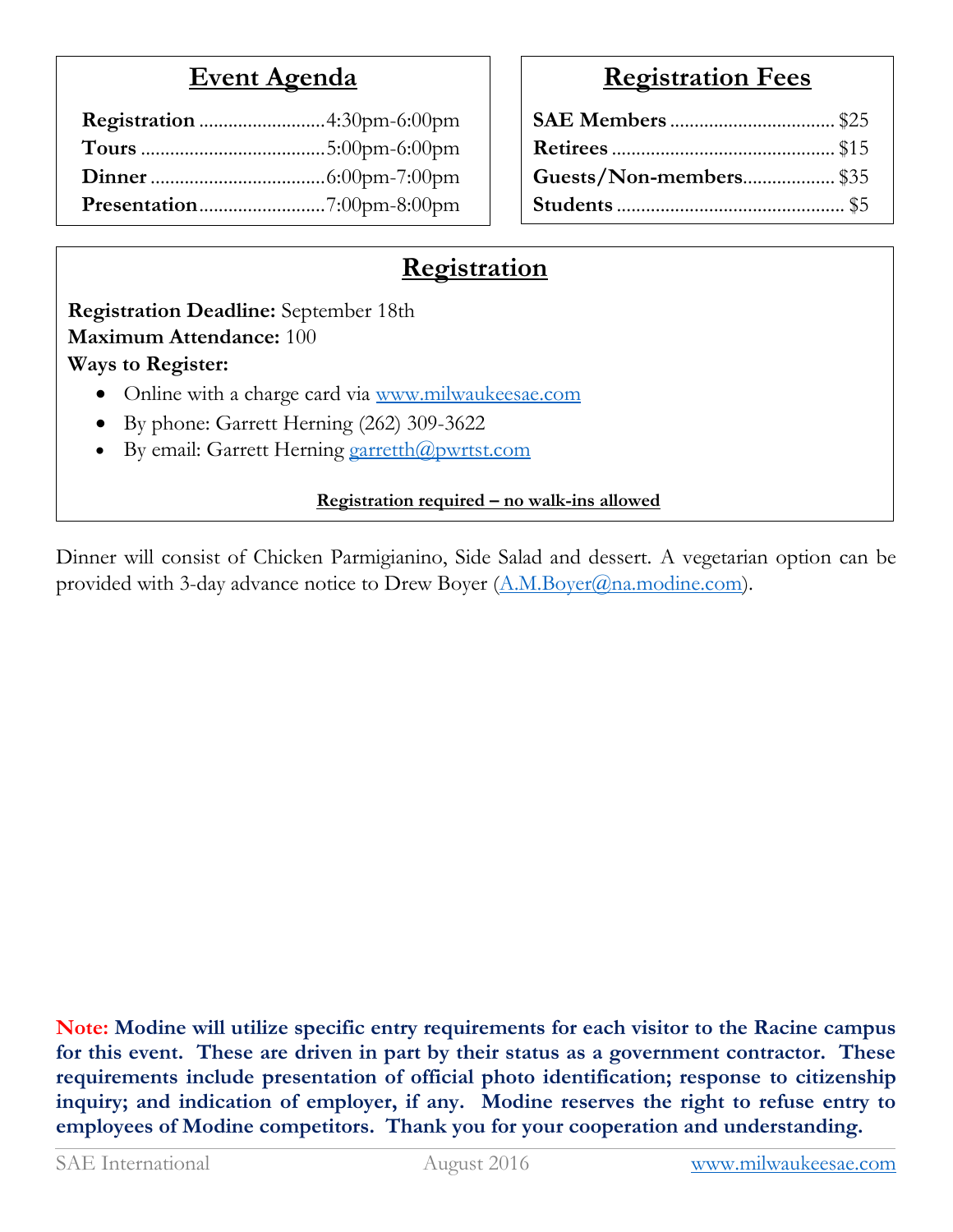## Event Agenda

**Registration** .......................... 4:30pm-6:00pm
**Tours** ...................................... 5:00pm-6:00pm
**Dinner** .................................... 6:00pm-7:00pm
**Presentation** .......................... 7:00pm-8:00pm

## Registration Fees

**SAE Members** ................................. $25
**Retirees** ............................................ $15
**Guests/Non-members** .................. $35
**Students** ............................................ $5

## Registration

**Registration Deadline:** September 18th
**Maximum Attendance:** 100
**Ways to Register:**

- Online with a charge card via www.milwaukeesae.com
- By phone: Garrett Herning (262) 309-3622
- By email: Garrett Herning garretth@pwrtst.com

**Registration required – no walk-ins allowed**

Dinner will consist of Chicken Parmigianino, Side Salad and dessert. A vegetarian option can be provided with 3-day advance notice to Drew Boyer (A.M.Boyer@na.modine.com).

**Note: Modine will utilize specific entry requirements for each visitor to the Racine campus for this event. These are driven in part by their status as a government contractor. These requirements include presentation of official photo identification; response to citizenship inquiry; and indication of employer, if any. Modine reserves the right to refuse entry to employees of Modine competitors. Thank you for your cooperation and understanding.**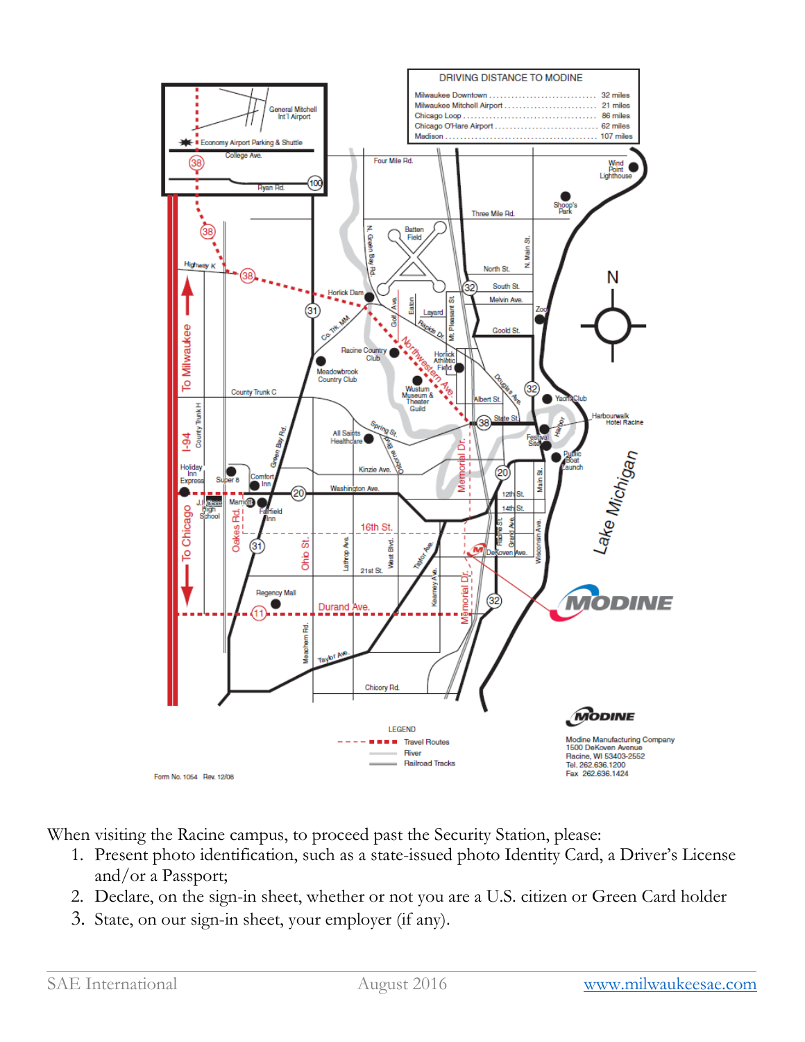**DRIVING DISTANCE TO MODINE**

| | |
|---|---|
| Milwaukee Downtown | 32 miles |
| Milwaukee Mitchell Airport | 21 miles |
| Chicago Loop | 86 miles |
| Chicago O'Hare Airport | 62 miles |
| Madison | 107 miles |

LEGEND

- Travel Routes
- River
- Railroad Tracks

Modine Manufacturing Company
1500 DeKoven Avenue
Racine, WI 53403-2552
Tel. 262.636.1200
Fax 262.636.1424

Form No. 1054 Rev. 12/08

When visiting the Racine campus, to proceed past the Security Station, please:

1. Present photo identification, such as a state-issued photo Identity Card, a Driver's License and/or a Passport;
2. Declare, on the sign-in sheet, whether or not you are a U.S. citizen or Green Card holder
3. State, on our sign-in sheet, your employer (if any).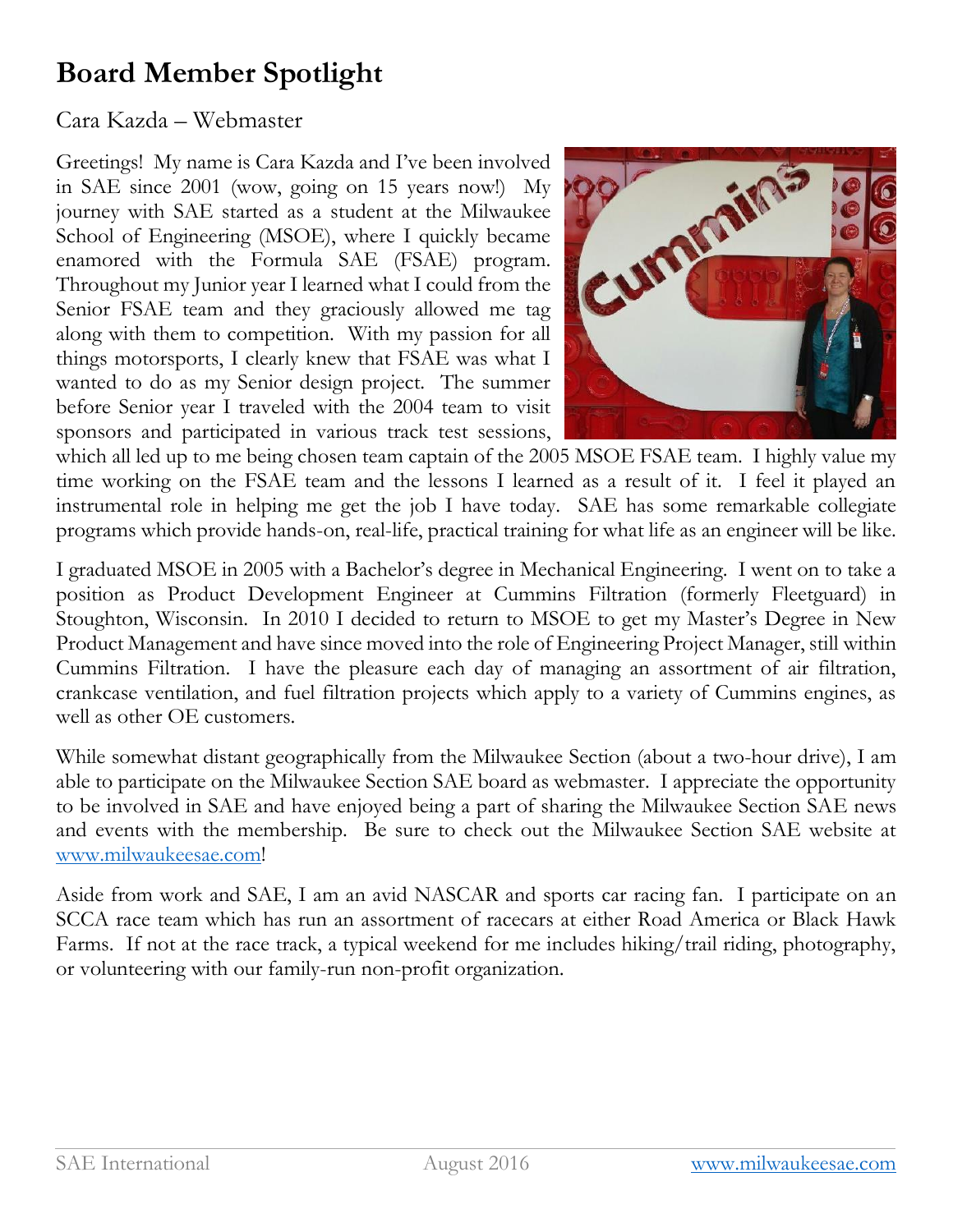# Board Member Spotlight

Cara Kazda – Webmaster

Greetings! My name is Cara Kazda and I've been involved in SAE since 2001 (wow, going on 15 years now!) My journey with SAE started as a student at the Milwaukee School of Engineering (MSOE), where I quickly became enamored with the Formula SAE (FSAE) program. Throughout my Junior year I learned what I could from the Senior FSAE team and they graciously allowed me tag along with them to competition. With my passion for all things motorsports, I clearly knew that FSAE was what I wanted to do as my Senior design project. The summer before Senior year I traveled with the 2004 team to visit sponsors and participated in various track test sessions, which all led up to me being chosen team captain of the 2005 MSOE FSAE team. I highly value my time working on the FSAE team and the lessons I learned as a result of it. I feel it played an instrumental role in helping me get the job I have today. SAE has some remarkable collegiate programs which provide hands-on, real-life, practical training for what life as an engineer will be like.

I graduated MSOE in 2005 with a Bachelor's degree in Mechanical Engineering. I went on to take a position as Product Development Engineer at Cummins Filtration (formerly Fleetguard) in Stoughton, Wisconsin. In 2010 I decided to return to MSOE to get my Master's Degree in New Product Management and have since moved into the role of Engineering Project Manager, still within Cummins Filtration. I have the pleasure each day of managing an assortment of air filtration, crankcase ventilation, and fuel filtration projects which apply to a variety of Cummins engines, as well as other OE customers.

While somewhat distant geographically from the Milwaukee Section (about a two-hour drive), I am able to participate on the Milwaukee Section SAE board as webmaster. I appreciate the opportunity to be involved in SAE and have enjoyed being a part of sharing the Milwaukee Section SAE news and events with the membership. Be sure to check out the Milwaukee Section SAE website at www.milwaukeesae.com!

Aside from work and SAE, I am an avid NASCAR and sports car racing fan. I participate on an SCCA race team which has run an assortment of racecars at either Road America or Black Hawk Farms. If not at the race track, a typical weekend for me includes hiking/trail riding, photography, or volunteering with our family-run non-profit organization.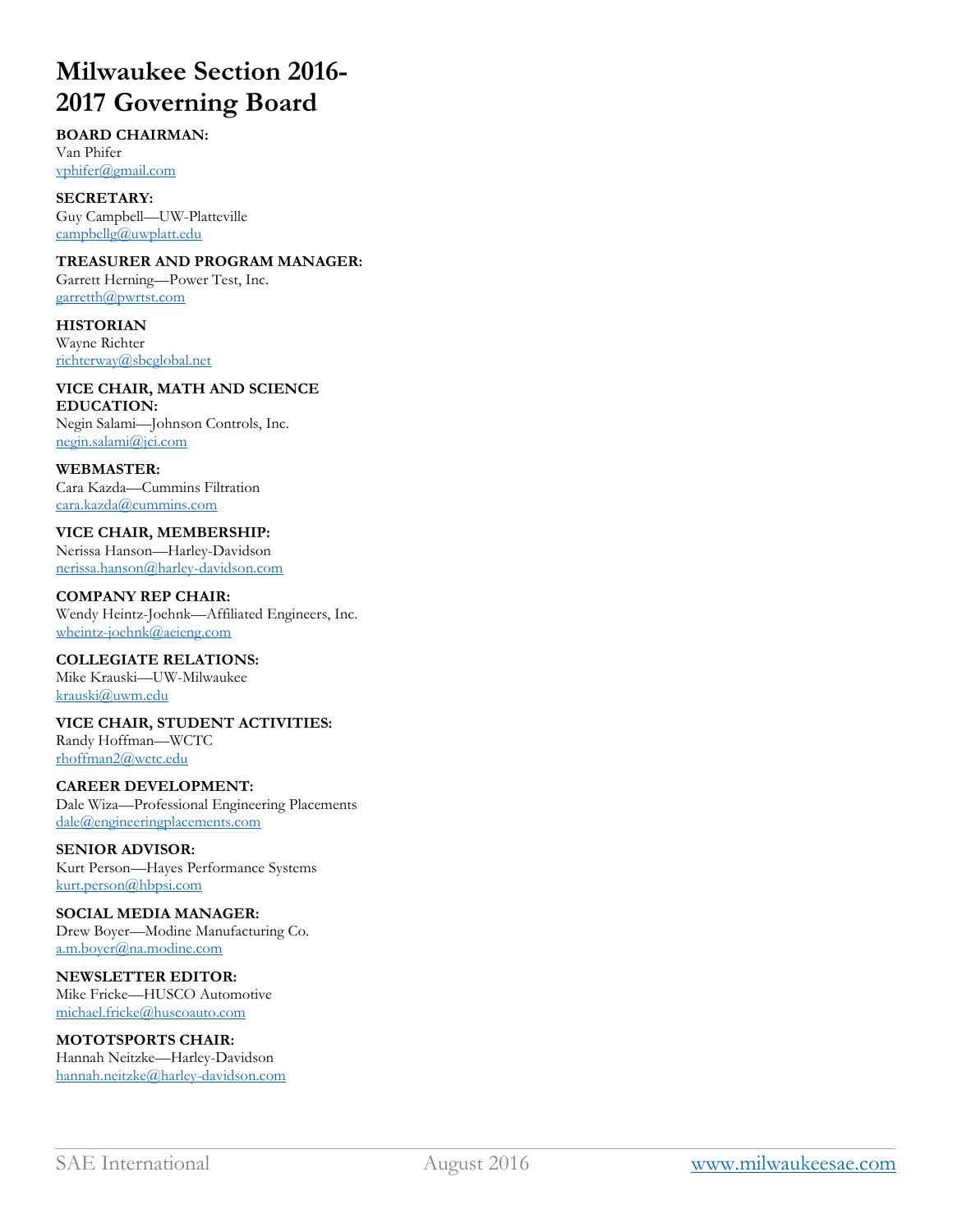# Milwaukee Section 2016-2017 Governing Board

**BOARD CHAIRMAN:**
Van Phifer
vphifer@gmail.com

**SECRETARY:**
Guy Campbell—UW-Platteville
campbellg@uwplatt.edu

**TREASURER AND PROGRAM MANAGER:**
Garrett Herning—Power Test, Inc.
garretth@pwrtst.com

**HISTORIAN**
Wayne Richter
richterway@sbcglobal.net

**VICE CHAIR, MATH AND SCIENCE EDUCATION:**
Negin Salami—Johnson Controls, Inc.
negin.salami@jci.com

**WEBMASTER:**
Cara Kazda—Cummins Filtration
cara.kazda@cummins.com

**VICE CHAIR, MEMBERSHIP:**
Nerissa Hanson—Harley-Davidson
nerissa.hanson@harley-davidson.com

**COMPANY REP CHAIR:**
Wendy Heintz-Joehnk—Affiliated Engineers, Inc.
wheintz-joehnk@aeieng.com

**COLLEGIATE RELATIONS:**
Mike Krauski—UW-Milwaukee
krauski@uwm.edu

**VICE CHAIR, STUDENT ACTIVITIES:**
Randy Hoffman—WCTC
rhoffman2@wctc.edu

**CAREER DEVELOPMENT:**
Dale Wiza—Professional Engineering Placements
dale@engineeringplacements.com

**SENIOR ADVISOR:**
Kurt Person—Hayes Performance Systems
kurt.person@hbpsi.com

**SOCIAL MEDIA MANAGER:**
Drew Boyer—Modine Manufacturing Co.
a.m.boyer@na.modine.com

**NEWSLETTER EDITOR:**
Mike Fricke—HUSCO Automotive
michael.fricke@huscoauto.com

**MOTOTSPORTS CHAIR:**
Hannah Neitzke—Harley-Davidson
hannah.neitzke@harley-davidson.com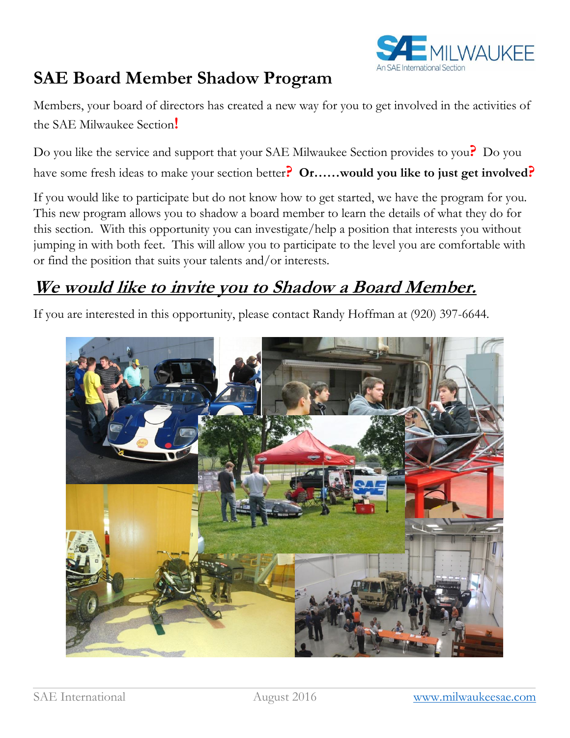# SAE Board Member Shadow Program

Members, your board of directors has created a new way for you to get involved in the activities of the SAE Milwaukee Section!

Do you like the service and support that your SAE Milwaukee Section provides to you? Do you have some fresh ideas to make your section better? **Or……would you like to just get involved?**

If you would like to participate but do not know how to get started, we have the program for you. This new program allows you to shadow a board member to learn the details of what they do for this section. With this opportunity you can investigate/help a position that interests you without jumping in with both feet. This will allow you to participate to the level you are comfortable with or find the position that suits your talents and/or interests.

## ***We would like to invite you to Shadow a Board Member.***

If you are interested in this opportunity, please contact Randy Hoffman at (920) 397-6644.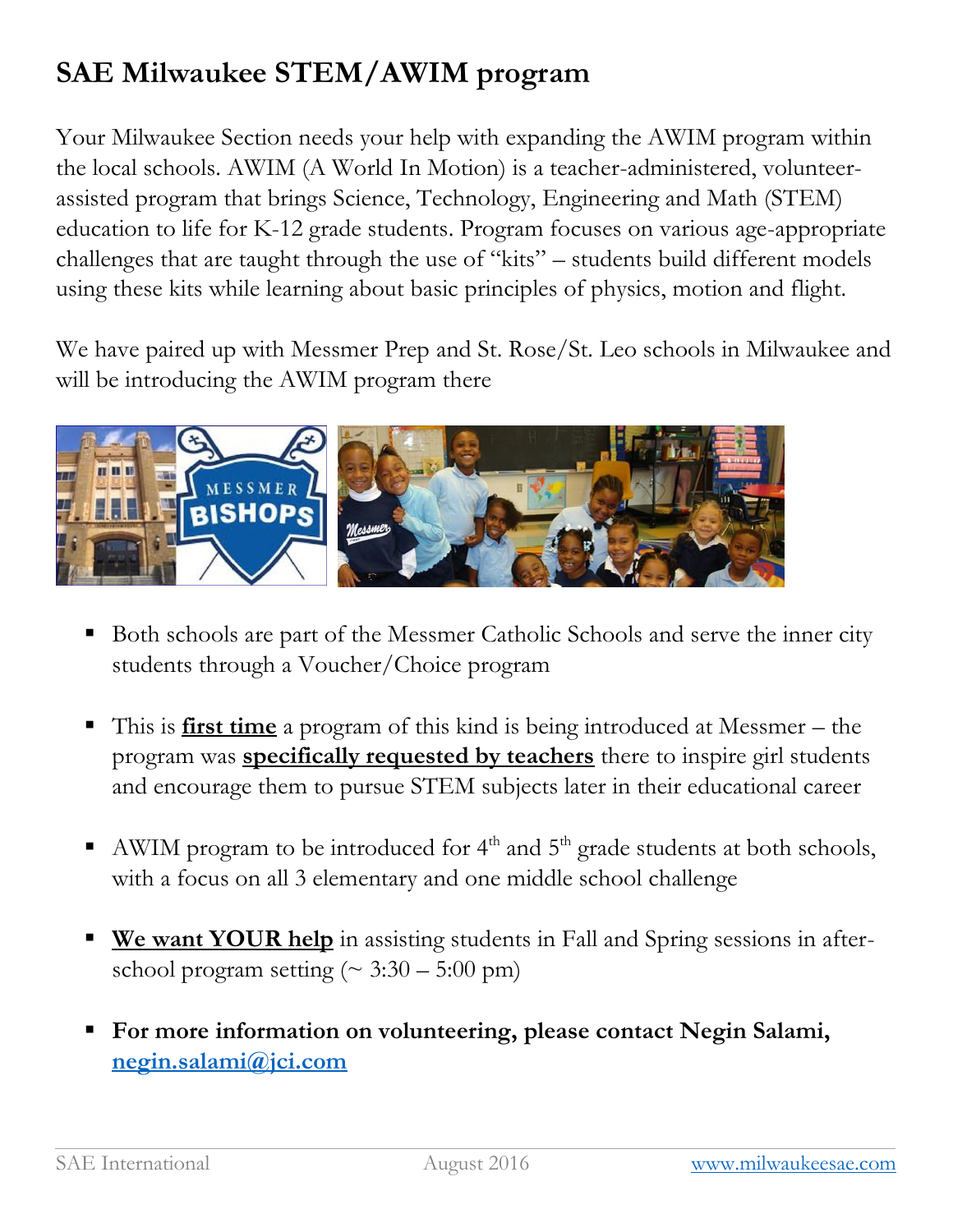# SAE Milwaukee STEM/AWIM program

Your Milwaukee Section needs your help with expanding the AWIM program within the local schools. AWIM (A World In Motion) is a teacher-administered, volunteer-assisted program that brings Science, Technology, Engineering and Math (STEM) education to life for K-12 grade students. Program focuses on various age-appropriate challenges that are taught through the use of "kits" – students build different models using these kits while learning about basic principles of physics, motion and flight.

We have paired up with Messmer Prep and St. Rose/St. Leo schools in Milwaukee and will be introducing the AWIM program there

- Both schools are part of the Messmer Catholic Schools and serve the inner city students through a Voucher/Choice program
- This is **first time** a program of this kind is being introduced at Messmer – the program was **specifically requested by teachers** there to inspire girl students and encourage them to pursue STEM subjects later in their educational career
- AWIM program to be introduced for 4th and 5th grade students at both schools, with a focus on all 3 elementary and one middle school challenge
- **We want YOUR help** in assisting students in Fall and Spring sessions in after-school program setting (~ 3:30 – 5:00 pm)
- **For more information on volunteering, please contact Negin Salami, negin.salami@jci.com**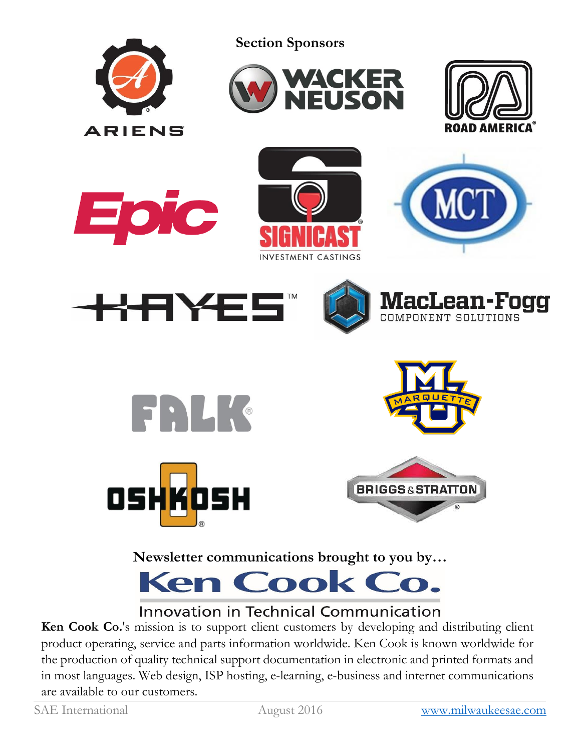**Section Sponsors**

ARIENS

WACKER NEUSON

ROAD AMERICA

Epic

SIGNICAST

INVESTMENT CASTINGS

MCT

HAYES™

MacLean-Fogg

COMPONENT SOLUTIONS

FALK

MARQUETTE

OSHKOSH

BRIGGS & STRATTON

**Newsletter communications brought to you by…**

Ken Cook Co.

Innovation in Technical Communication

**Ken Cook Co.**'s mission is to support client customers by developing and distributing client product operating, service and parts information worldwide. Ken Cook is known worldwide for the production of quality technical support documentation in electronic and printed formats and in most languages. Web design, ISP hosting, e-learning, e-business and internet communications are available to our customers.